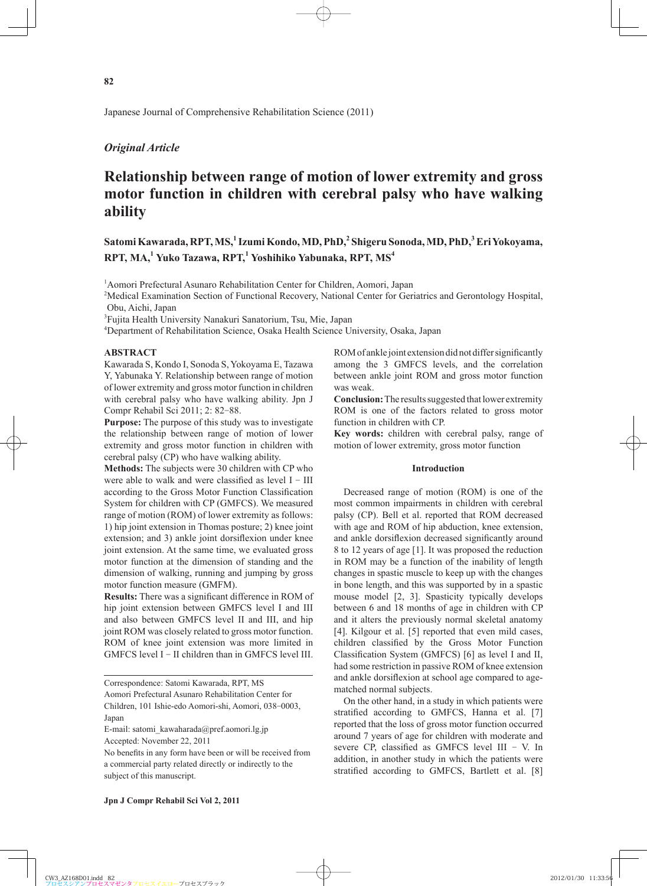*Original Article*

# Relationship between range of motion of lower extremity and gross motor function in children with cerebral palsy who have walking ability

**Satomi Kawarada, RPT, MS,[1] Izumi Kondo, MD, PhD,[2] Shigeru Sonoda, MD, PhD,[3] Eri Yokoyama, RPT, MA,[1] Yuko Tazawa, RPT,[1] Yoshihiko Yabunaka, RPT, MS[4]**

[1]Aomori Prefectural Asunaro Rehabilitation Center for Children, Aomori, Japan
[2]Medical Examination Section of Functional Recovery, National Center for Geriatrics and Gerontology Hospital, Obu, Aichi, Japan
[3]Fujita Health University Nanakuri Sanatorium, Tsu, Mie, Japan
[4]Department of Rehabilitation Science, Osaka Health Science University, Osaka, Japan

## ABSTRACT

Kawarada S, Kondo I, Sonoda S, Yokoyama E, Tazawa Y, Yabunaka Y. Relationship between range of motion of lower extremity and gross motor function in children with cerebral palsy who have walking ability. Jpn J Compr Rehabil Sci 2011; 2: 82−88.

**Purpose:** The purpose of this study was to investigate the relationship between range of motion of lower extremity and gross motor function in children with cerebral palsy (CP) who have walking ability.

**Methods:** The subjects were 30 children with CP who were able to walk and were classified as level I − III according to the Gross Motor Function Classification System for children with CP (GMFCS). We measured range of motion (ROM) of lower extremity as follows: 1) hip joint extension in Thomas posture; 2) knee joint extension; and 3) ankle joint dorsiflexion under knee joint extension. At the same time, we evaluated gross motor function at the dimension of standing and the dimension of walking, running and jumping by gross motor function measure (GMFM).

**Results:** There was a significant difference in ROM of hip joint extension between GMFCS level I and III and also between GMFCS level II and III, and hip joint ROM was closely related to gross motor function. ROM of knee joint extension was more limited in GMFCS level I − II children than in GMFCS level III. ROM of ankle joint extension did not differ significantly among the 3 GMFCS levels, and the correlation between ankle joint ROM and gross motor function was weak.

**Conclusion:** The results suggested that lower extremity ROM is one of the factors related to gross motor function in children with CP.

**Key words:** children with cerebral palsy, range of motion of lower extremity, gross motor function

Correspondence: Satomi Kawarada, RPT, MS
Aomori Prefectural Asunaro Rehabilitation Center for Children, 101 Ishie-edo Aomori-shi, Aomori, 038−0003, Japan
E-mail: satomi_kawaharada@pref.aomori.lg.jp
Accepted: November 22, 2011
No benefits in any form have been or will be received from a commercial party related directly or indirectly to the subject of this manuscript.

## Introduction

Decreased range of motion (ROM) is one of the most common impairments in children with cerebral palsy (CP). Bell et al. reported that ROM decreased with age and ROM of hip abduction, knee extension, and ankle dorsiflexion decreased significantly around 8 to 12 years of age [1]. It was proposed the reduction in ROM may be a function of the inability of length changes in spastic muscle to keep up with the changes in bone length, and this was supported by in a spastic mouse model [2, 3]. Spasticity typically develops between 6 and 18 months of age in children with CP and it alters the previously normal skeletal anatomy [4]. Kilgour et al. [5] reported that even mild cases, children classified by the Gross Motor Function Classification System (GMFCS) [6] as level I and II, had some restriction in passive ROM of knee extension and ankle dorsiflexion at school age compared to age-matched normal subjects.

On the other hand, in a study in which patients were stratified according to GMFCS, Hanna et al. [7] reported that the loss of gross motor function occurred around 7 years of age for children with moderate and severe CP, classified as GMFCS level III − V. In addition, in another study in which the patients were stratified according to GMFCS, Bartlett et al. [8]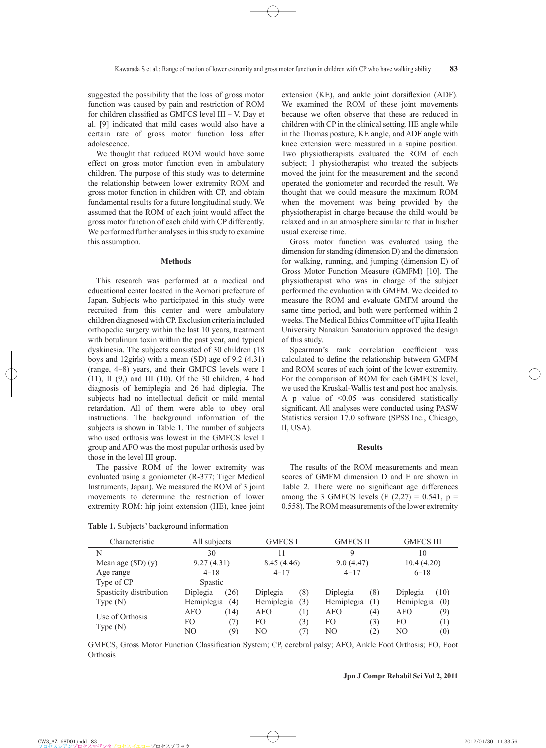suggested the possibility that the loss of gross motor function was caused by pain and restriction of ROM for children classified as GMFCS level III − V. Day et al. [9] indicated that mild cases would also have a certain rate of gross motor function loss after adolescence.

We thought that reduced ROM would have some effect on gross motor function even in ambulatory children. The purpose of this study was to determine the relationship between lower extremity ROM and gross motor function in children with CP, and obtain fundamental results for a future longitudinal study. We assumed that the ROM of each joint would affect the gross motor function of each child with CP differently. We performed further analyses in this study to examine this assumption.

## Methods

This research was performed at a medical and educational center located in the Aomori prefecture of Japan. Subjects who participated in this study were recruited from this center and were ambulatory children diagnosed with CP. Exclusion criteria included orthopedic surgery within the last 10 years, treatment with botulinum toxin within the past year, and typical dyskinesia. The subjects consisted of 30 children (18 boys and 12girls) with a mean (SD) age of 9.2 (4.31) (range, 4−8) years, and their GMFCS levels were I (11), II (9,) and III (10). Of the 30 children, 4 had diagnosis of hemiplegia and 26 had diplegia. The subjects had no intellectual deficit or mild mental retardation. All of them were able to obey oral instructions. The background information of the subjects is shown in Table 1. The number of subjects who used orthosis was lowest in the GMFCS level I group and AFO was the most popular orthosis used by those in the level III group.

The passive ROM of the lower extremity was evaluated using a goniometer (R-377; Tiger Medical Instruments, Japan). We measured the ROM of 3 joint movements to determine the restriction of lower extremity ROM: hip joint extension (HE), knee joint extension (KE), and ankle joint dorsiflexion (ADF). We examined the ROM of these joint movements because we often observe that these are reduced in children with CP in the clinical setting. HE angle while in the Thomas posture, KE angle, and ADF angle with knee extension were measured in a supine position. Two physiotherapists evaluated the ROM of each subject; 1 physiotherapist who treated the subjects moved the joint for the measurement and the second operated the goniometer and recorded the result. We thought that we could measure the maximum ROM when the movement was being provided by the physiotherapist in charge because the child would be relaxed and in an atmosphere similar to that in his/her usual exercise time.

Gross motor function was evaluated using the dimension for standing (dimension D) and the dimension for walking, running, and jumping (dimension E) of Gross Motor Function Measure (GMFM) [10]. The physiotherapist who was in charge of the subject performed the evaluation with GMFM. We decided to measure the ROM and evaluate GMFM around the same time period, and both were performed within 2 weeks. The Medical Ethics Committee of Fujita Health University Nanakuri Sanatorium approved the design of this study.

Spearman's rank correlation coefficient was calculated to define the relationship between GMFM and ROM scores of each joint of the lower extremity. For the comparison of ROM for each GMFCS level, we used the Kruskal-Wallis test and post hoc analysis. A p value of <0.05 was considered statistically significant. All analyses were conducted using PASW Statistics version 17.0 software (SPSS Inc., Chicago, Il, USA).

## Results

The results of the ROM measurements and mean scores of GMFM dimension D and E are shown in Table 2. There were no significant age differences among the 3 GMFCS levels ($F(2,27) = 0.541$, $p = 0.558$). The ROM measurements of the lower extremity

**Table 1.** Subjects' background information

| Characteristic | All subjects | | GMFCS I | | GMFCS II | | GMFCS III | |
|---|---|---|---|---|---|---|---|---|
| N | 30 | | 11 | | 9 | | 10 | |
| Mean age (SD) (y) | 9.27 (4.31) | | 8.45 (4.46) | | 9.0 (4.47) | | 10.4 (4.20) | |
| Age range | 4−18 | | 4−17 | | 4−17 | | 6−18 | |
| Type of CP | Spastic | | | | | | | |
| Spasticity distribution Type (N) | Diplegia | (26) | Diplegia | (8) | Diplegia | (8) | Diplegia | (10) |
| | Hemiplegia | (4) | Hemiplegia | (3) | Hemiplegia | (1) | Hemiplegia | (0) |
| Use of Orthosis Type (N) | AFO | (14) | AFO | (1) | AFO | (4) | AFO | (9) |
| | FO | (7) | FO | (3) | FO | (3) | FO | (1) |
| | NO | (9) | NO | (7) | NO | (2) | NO | (0) |

GMFCS, Gross Motor Function Classification System; CP, cerebral palsy; AFO, Ankle Foot Orthosis; FO, Foot Orthosis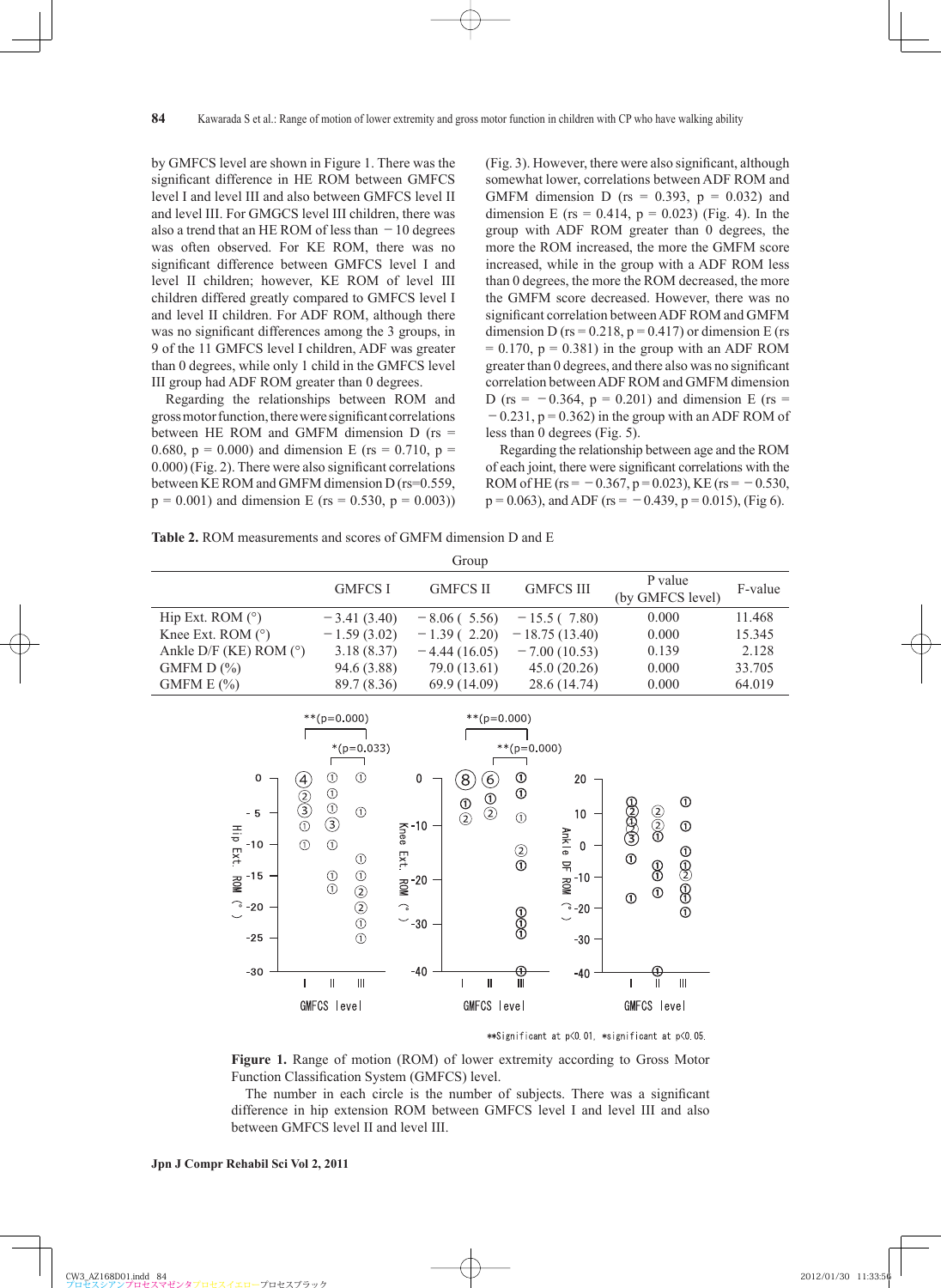by GMFCS level are shown in Figure 1. There was the significant difference in HE ROM between GMFCS level I and level III and also between GMFCS level II and level III. For GMGCS level III children, there was also a trend that an HE ROM of less than −10 degrees was often observed. For KE ROM, there was no significant difference between GMFCS level I and level II children; however, KE ROM of level III children differed greatly compared to GMFCS level I and level II children. For ADF ROM, although there was no significant differences among the 3 groups, in 9 of the 11 GMFCS level I children, ADF was greater than 0 degrees, while only 1 child in the GMFCS level III group had ADF ROM greater than 0 degrees.

Regarding the relationships between ROM and gross motor function, there were significant correlations between HE ROM and GMFM dimension D (rs = 0.680, p = 0.000) and dimension E (rs = 0.710, p = 0.000) (Fig. 2). There were also significant correlations between KE ROM and GMFM dimension D (rs=0.559, p = 0.001) and dimension E (rs = 0.530, p = 0.003)) (Fig. 3). However, there were also significant, although somewhat lower, correlations between ADF ROM and GMFM dimension D (rs = 0.393, p = 0.032) and dimension E (rs = 0.414, p = 0.023) (Fig. 4). In the group with ADF ROM greater than 0 degrees, the more the ROM increased, the more the GMFM score increased, while in the group with a ADF ROM less than 0 degrees, the more the ROM decreased, the more the GMFM score decreased. However, there was no significant correlation between ADF ROM and GMFM dimension D (rs = 0.218, p = 0.417) or dimension E (rs = 0.170, p = 0.381) in the group with an ADF ROM greater than 0 degrees, and there also was no significant correlation between ADF ROM and GMFM dimension D (rs = −0.364, p = 0.201) and dimension E (rs = −0.231, p = 0.362) in the group with an ADF ROM of less than 0 degrees (Fig. 5).

Regarding the relationship between age and the ROM of each joint, there were significant correlations with the ROM of HE (rs = −0.367, p = 0.023), KE (rs = −0.530, p = 0.063), and ADF (rs = −0.439, p = 0.015), (Fig 6).

**Table 2.** ROM measurements and scores of GMFM dimension D and E

| | Group | | | | |
|---|---|---|---|---|---|
| | GMFCS I | GMFCS II | GMFCS III | P value (by GMFCS level) | F-value |
| Hip Ext. ROM (°) | −3.41 (3.40) | −8.06 ( 5.56) | −15.5 ( 7.80) | 0.000 | 11.468 |
| Knee Ext. ROM (°) | −1.59 (3.02) | −1.39 ( 2.20) | −18.75 (13.40) | 0.000 | 15.345 |
| Ankle D/F (KE) ROM (°) | 3.18 (8.37) | −4.44 (16.05) | −7.00 (10.53) | 0.139 | 2.128 |
| GMFM D (%) | 94.6 (3.88) | 79.0 (13.61) | 45.0 (20.26) | 0.000 | 33.705 |
| GMFM E (%) | 89.7 (8.36) | 69.9 (14.09) | 28.6 (14.74) | 0.000 | 64.019 |

**Figure 1.** Range of motion (ROM) of lower extremity according to Gross Motor Function Classification System (GMFCS) level.

The number in each circle is the number of subjects. There was a significant difference in hip extension ROM between GMFCS level I and level III and also between GMFCS level II and level III.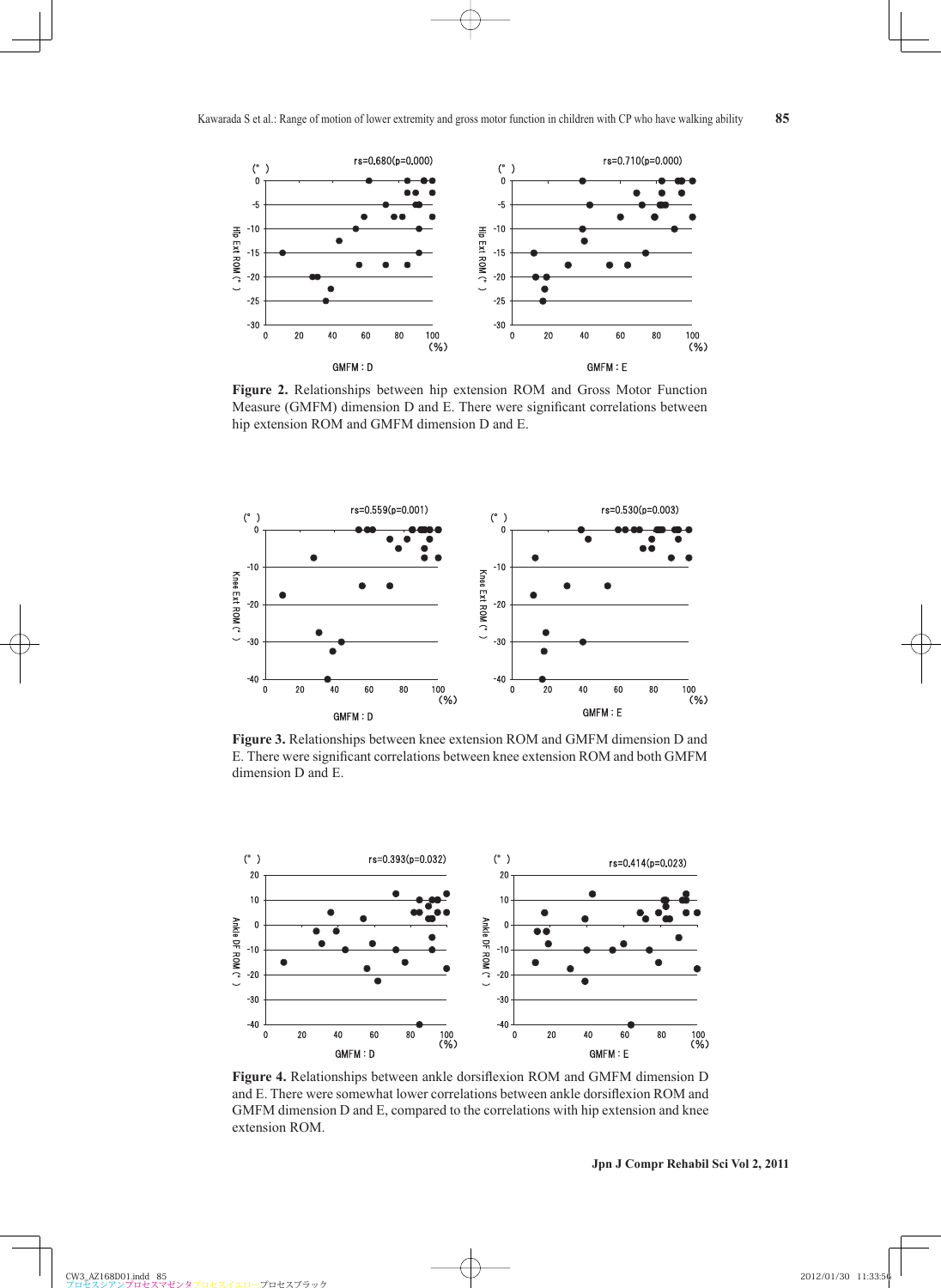**Figure 2.** Relationships between hip extension ROM and Gross Motor Function Measure (GMFM) dimension D and E. There were significant correlations between hip extension ROM and GMFM dimension D and E.

**Figure 3.** Relationships between knee extension ROM and GMFM dimension D and E. There were significant correlations between knee extension ROM and both GMFM dimension D and E.

**Figure 4.** Relationships between ankle dorsiflexion ROM and GMFM dimension D and E. There were somewhat lower correlations between ankle dorsiflexion ROM and GMFM dimension D and E, compared to the correlations with hip extension and knee extension ROM.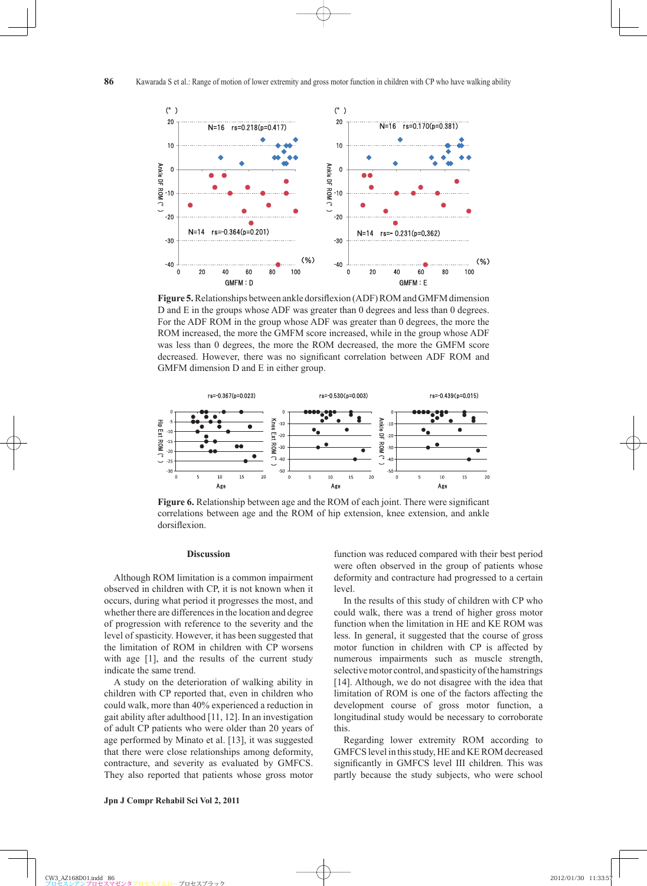**Figure 5.** Relationships between ankle dorsiflexion (ADF) ROM and GMFM dimension D and E in the groups whose ADF was greater than 0 degrees and less than 0 degrees. For the ADF ROM in the group whose ADF was greater than 0 degrees, the more the ROM increased, the more the GMFM score increased, while in the group whose ADF was less than 0 degrees, the more the ROM decreased, the more the GMFM score decreased. However, there was no significant correlation between ADF ROM and GMFM dimension D and E in either group.

**Figure 6.** Relationship between age and the ROM of each joint. There were significant correlations between age and the ROM of hip extension, knee extension, and ankle dorsiflexion.

## Discussion

Although ROM limitation is a common impairment observed in children with CP, it is not known when it occurs, during what period it progresses the most, and whether there are differences in the location and degree of progression with reference to the severity and the level of spasticity. However, it has been suggested that the limitation of ROM in children with CP worsens with age [1], and the results of the current study indicate the same trend.

A study on the deterioration of walking ability in children with CP reported that, even in children who could walk, more than 40% experienced a reduction in gait ability after adulthood [11, 12]. In an investigation of adult CP patients who were older than 20 years of age performed by Minato et al. [13], it was suggested that there were close relationships among deformity, contracture, and severity as evaluated by GMFCS. They also reported that patients whose gross motor function was reduced compared with their best period were often observed in the group of patients whose deformity and contracture had progressed to a certain level.

In the results of this study of children with CP who could walk, there was a trend of higher gross motor function when the limitation in HE and KE ROM was less. In general, it suggested that the course of gross motor function in children with CP is affected by numerous impairments such as muscle strength, selective motor control, and spasticity of the hamstrings [14]. Although, we do not disagree with the idea that limitation of ROM is one of the factors affecting the development course of gross motor function, a longitudinal study would be necessary to corroborate this.

Regarding lower extremity ROM according to GMFCS level in this study, HE and KE ROM decreased significantly in GMFCS level III children. This was partly because the study subjects, who were school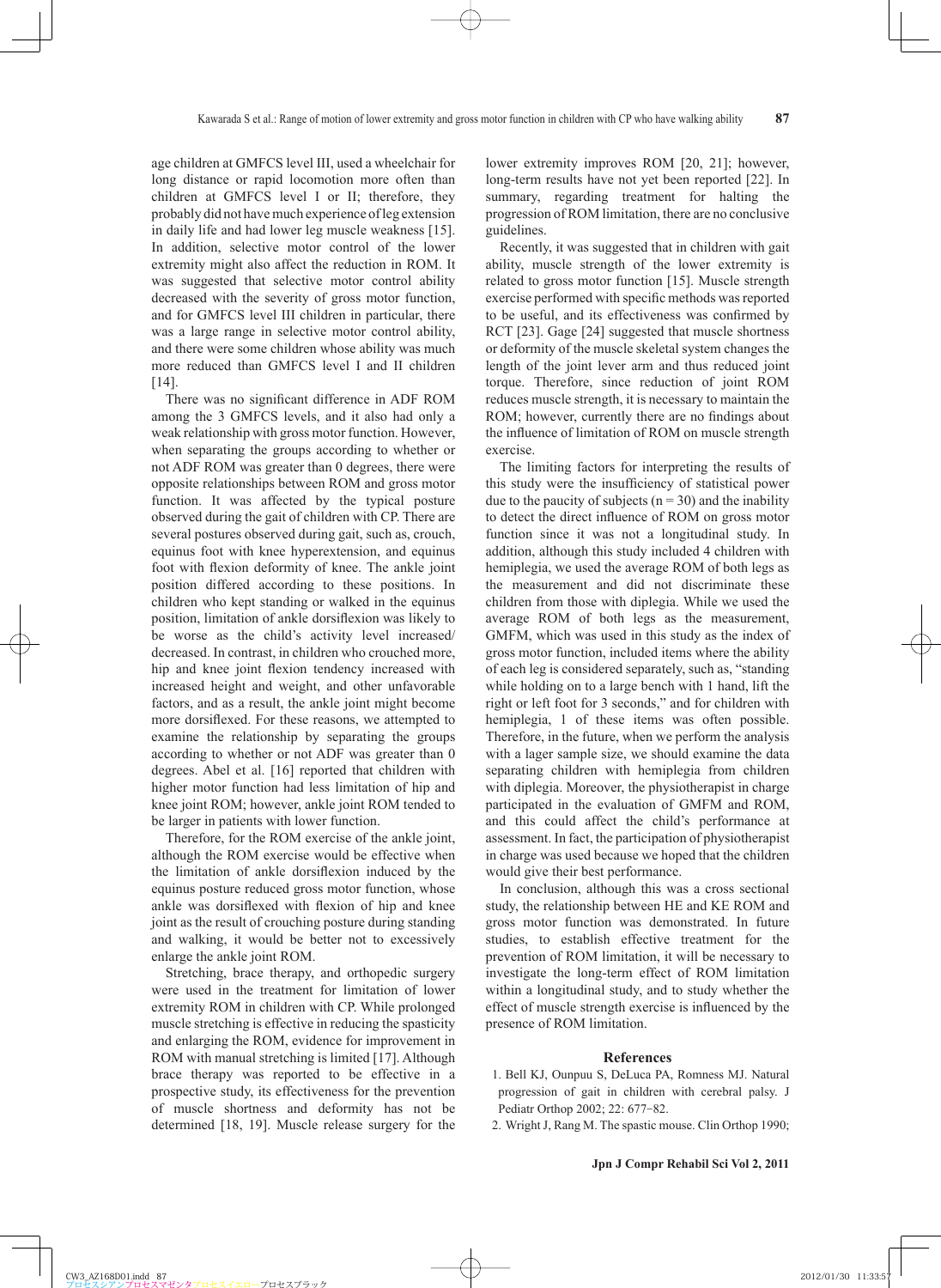age children at GMFCS level III, used a wheelchair for long distance or rapid locomotion more often than children at GMFCS level I or II; therefore, they probably did not have much experience of leg extension in daily life and had lower leg muscle weakness [15]. In addition, selective motor control of the lower extremity might also affect the reduction in ROM. It was suggested that selective motor control ability decreased with the severity of gross motor function, and for GMFCS level III children in particular, there was a large range in selective motor control ability, and there were some children whose ability was much more reduced than GMFCS level I and II children [14].

There was no significant difference in ADF ROM among the 3 GMFCS levels, and it also had only a weak relationship with gross motor function. However, when separating the groups according to whether or not ADF ROM was greater than 0 degrees, there were opposite relationships between ROM and gross motor function. It was affected by the typical posture observed during the gait of children with CP. There are several postures observed during gait, such as, crouch, equinus foot with knee hyperextension, and equinus foot with flexion deformity of knee. The ankle joint position differed according to these positions. In children who kept standing or walked in the equinus position, limitation of ankle dorsiflexion was likely to be worse as the child's activity level increased/decreased. In contrast, in children who crouched more, hip and knee joint flexion tendency increased with increased height and weight, and other unfavorable factors, and as a result, the ankle joint might become more dorsiflexed. For these reasons, we attempted to examine the relationship by separating the groups according to whether or not ADF was greater than 0 degrees. Abel et al. [16] reported that children with higher motor function had less limitation of hip and knee joint ROM; however, ankle joint ROM tended to be larger in patients with lower function.

Therefore, for the ROM exercise of the ankle joint, although the ROM exercise would be effective when the limitation of ankle dorsiflexion induced by the equinus posture reduced gross motor function, whose ankle was dorsiflexed with flexion of hip and knee joint as the result of crouching posture during standing and walking, it would be better not to excessively enlarge the ankle joint ROM.

Stretching, brace therapy, and orthopedic surgery were used in the treatment for limitation of lower extremity ROM in children with CP. While prolonged muscle stretching is effective in reducing the spasticity and enlarging the ROM, evidence for improvement in ROM with manual stretching is limited [17]. Although brace therapy was reported to be effective in a prospective study, its effectiveness for the prevention of muscle shortness and deformity has not be determined [18, 19]. Muscle release surgery for the lower extremity improves ROM [20, 21]; however, long-term results have not yet been reported [22]. In summary, regarding treatment for halting the progression of ROM limitation, there are no conclusive guidelines.

Recently, it was suggested that in children with gait ability, muscle strength of the lower extremity is related to gross motor function [15]. Muscle strength exercise performed with specific methods was reported to be useful, and its effectiveness was confirmed by RCT [23]. Gage [24] suggested that muscle shortness or deformity of the muscle skeletal system changes the length of the joint lever arm and thus reduced joint torque. Therefore, since reduction of joint ROM reduces muscle strength, it is necessary to maintain the ROM; however, currently there are no findings about the influence of limitation of ROM on muscle strength exercise.

The limiting factors for interpreting the results of this study were the insufficiency of statistical power due to the paucity of subjects (n = 30) and the inability to detect the direct influence of ROM on gross motor function since it was not a longitudinal study. In addition, although this study included 4 children with hemiplegia, we used the average ROM of both legs as the measurement and did not discriminate these children from those with diplegia. While we used the average ROM of both legs as the measurement, GMFM, which was used in this study as the index of gross motor function, included items where the ability of each leg is considered separately, such as, "standing while holding on to a large bench with 1 hand, lift the right or left foot for 3 seconds," and for children with hemiplegia, 1 of these items was often possible. Therefore, in the future, when we perform the analysis with a lager sample size, we should examine the data separating children with hemiplegia from children with diplegia. Moreover, the physiotherapist in charge participated in the evaluation of GMFM and ROM, and this could affect the child's performance at assessment. In fact, the participation of physiotherapist in charge was used because we hoped that the children would give their best performance.

In conclusion, although this was a cross sectional study, the relationship between HE and KE ROM and gross motor function was demonstrated. In future studies, to establish effective treatment for the prevention of ROM limitation, it will be necessary to investigate the long-term effect of ROM limitation within a longitudinal study, and to study whether the effect of muscle strength exercise is influenced by the presence of ROM limitation.

## References

1. Bell KJ, Ounpuu S, DeLuca PA, Romness MJ. Natural progression of gait in children with cerebral palsy. J Pediatr Orthop 2002; 22: 677−82.
2. Wright J, Rang M. The spastic mouse. Clin Orthop 1990;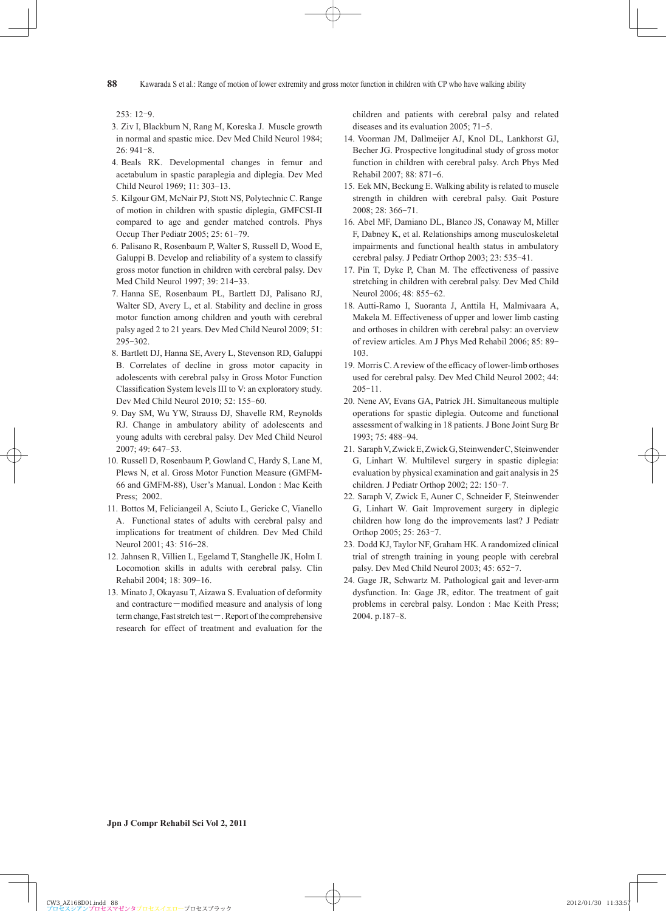253: 12–9.

3. Ziv I, Blackburn N, Rang M, Koreska J. Muscle growth in normal and spastic mice. Dev Med Child Neurol 1984; 26: 941–8.
4. Beals RK. Developmental changes in femur and acetabulum in spastic paraplegia and diplegia. Dev Med Child Neurol 1969; 11: 303–13.
5. Kilgour GM, McNair PJ, Stott NS, Polytechnic C. Range of motion in children with spastic diplegia, GMFCSI-II compared to age and gender matched controls. Phys Occup Ther Pediatr 2005; 25: 61–79.
6. Palisano R, Rosenbaum P, Walter S, Russell D, Wood E, Galuppi B. Develop and reliability of a system to classify gross motor function in children with cerebral palsy. Dev Med Child Neurol 1997; 39: 214–33.
7. Hanna SE, Rosenbaum PL, Bartlett DJ, Palisano RJ, Walter SD, Avery L, et al. Stability and decline in gross motor function among children and youth with cerebral palsy aged 2 to 21 years. Dev Med Child Neurol 2009; 51: 295–302.
8. Bartlett DJ, Hanna SE, Avery L, Stevenson RD, Galuppi B. Correlates of decline in gross motor capacity in adolescents with cerebral palsy in Gross Motor Function Classification System levels III to V: an exploratory study. Dev Med Child Neurol 2010; 52: 155–60.
9. Day SM, Wu YW, Strauss DJ, Shavelle RM, Reynolds RJ. Change in ambulatory ability of adolescents and young adults with cerebral palsy. Dev Med Child Neurol 2007; 49: 647–53.
10. Russell D, Rosenbaum P, Gowland C, Hardy S, Lane M, Plews N, et al. Gross Motor Function Measure (GMFM-66 and GMFM-88), User's Manual. London : Mac Keith Press; 2002.
11. Bottos M, Feliciangeil A, Sciuto L, Gericke C, Vianello A. Functional states of adults with cerebral palsy and implications for treatment of children. Dev Med Child Neurol 2001; 43: 516–28.
12. Jahnsen R, Villien L, Egelamd T, Stanghelle JK, Holm I. Locomotion skills in adults with cerebral palsy. Clin Rehabil 2004; 18: 309–16.
13. Minato J, Okayasu T, Aizawa S. Evaluation of deformity and contracture－modified measure and analysis of long term change, Fast stretch test－. Report of the comprehensive research for effect of treatment and evaluation for the children and patients with cerebral palsy and related diseases and its evaluation 2005; 71–5.
14. Voorman JM, Dallmeijer AJ, Knol DL, Lankhorst GJ, Becher JG. Prospective longitudinal study of gross motor function in children with cerebral palsy. Arch Phys Med Rehabil 2007; 88: 871–6.
15. Eek MN, Beckung E. Walking ability is related to muscle strength in children with cerebral palsy. Gait Posture 2008; 28: 366–71.
16. Abel MF, Damiano DL, Blanco JS, Conaway M, Miller F, Dabney K, et al. Relationships among musculoskeletal impairments and functional health status in ambulatory cerebral palsy. J Pediatr Orthop 2003; 23: 535–41.
17. Pin T, Dyke P, Chan M. The effectiveness of passive stretching in children with cerebral palsy. Dev Med Child Neurol 2006; 48: 855–62.
18. Autti-Ramo I, Suoranta J, Anttila H, Malmivaara A, Makela M. Effectiveness of upper and lower limb casting and orthoses in children with cerebral palsy: an overview of review articles. Am J Phys Med Rehabil 2006; 85: 89–103.
19. Morris C. A review of the efficacy of lower-limb orthoses used for cerebral palsy. Dev Med Child Neurol 2002; 44: 205–11.
20. Nene AV, Evans GA, Patrick JH. Simultaneous multiple operations for spastic diplegia. Outcome and functional assessment of walking in 18 patients. J Bone Joint Surg Br 1993; 75: 488–94.
21. Saraph V, Zwick E, Zwick G, Steinwender C, Steinwender G, Linhart W. Multilevel surgery in spastic diplegia: evaluation by physical examination and gait analysis in 25 children. J Pediatr Orthop 2002; 22: 150–7.
22. Saraph V, Zwick E, Auner C, Schneider F, Steinwender G, Linhart W. Gait Improvement surgery in diplegic children how long do the improvements last? J Pediatr Orthop 2005; 25: 263–7.
23. Dodd KJ, Taylor NF, Graham HK. A randomized clinical trial of strength training in young people with cerebral palsy. Dev Med Child Neurol 2003; 45: 652–7.
24. Gage JR, Schwartz M. Pathological gait and lever-arm dysfunction. In: Gage JR, editor. The treatment of gait problems in cerebral palsy. London : Mac Keith Press; 2004. p.187–8.